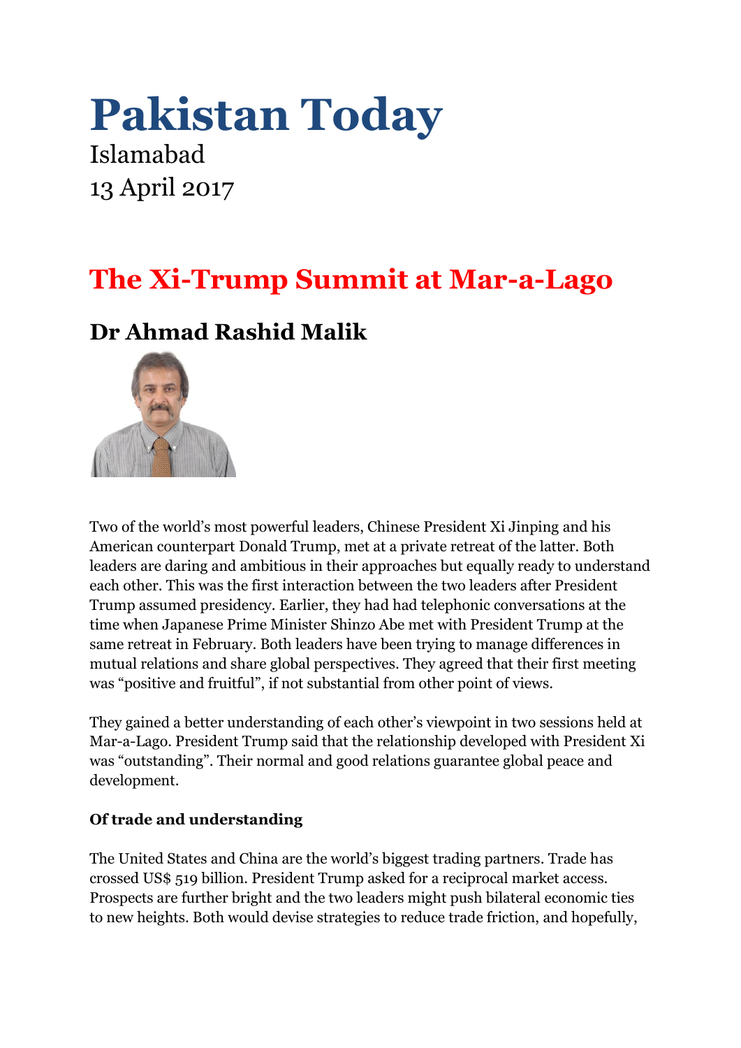# Pakistan Today

Islamabad
13 April 2017

## The Xi-Trump Summit at Mar-a-Lago

### Dr Ahmad Rashid Malik

Two of the world's most powerful leaders, Chinese President Xi Jinping and his American counterpart Donald Trump, met at a private retreat of the latter. Both leaders are daring and ambitious in their approaches but equally ready to understand each other. This was the first interaction between the two leaders after President Trump assumed presidency. Earlier, they had had telephonic conversations at the time when Japanese Prime Minister Shinzo Abe met with President Trump at the same retreat in February. Both leaders have been trying to manage differences in mutual relations and share global perspectives. They agreed that their first meeting was "positive and fruitful", if not substantial from other point of views.

They gained a better understanding of each other's viewpoint in two sessions held at Mar-a-Lago. President Trump said that the relationship developed with President Xi was "outstanding". Their normal and good relations guarantee global peace and development.

**Of trade and understanding**

The United States and China are the world's biggest trading partners. Trade has crossed US$ 519 billion. President Trump asked for a reciprocal market access. Prospects are further bright and the two leaders might push bilateral economic ties to new heights. Both would devise strategies to reduce trade friction, and hopefully,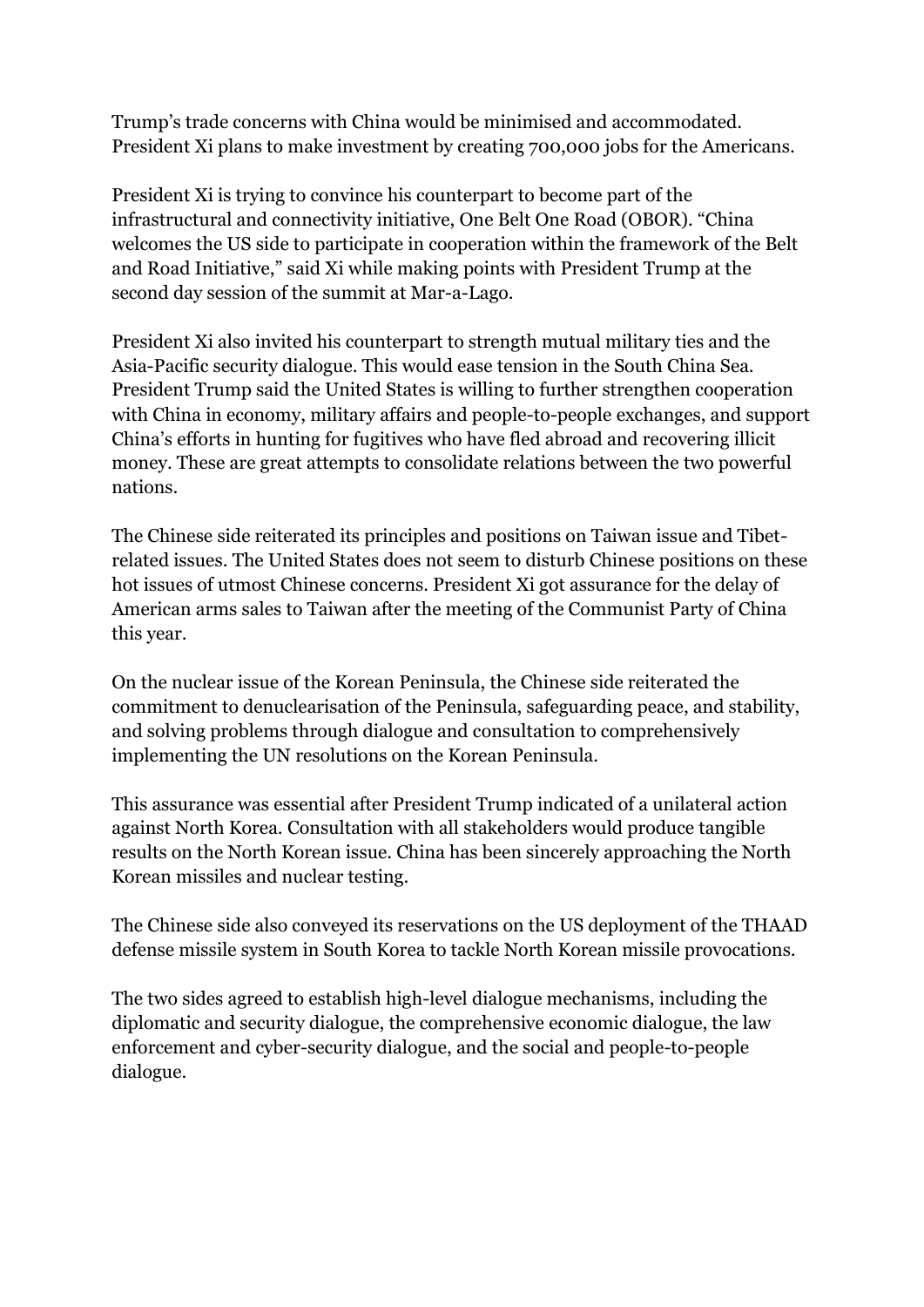Trump's trade concerns with China would be minimised and accommodated. President Xi plans to make investment by creating 700,000 jobs for the Americans.

President Xi is trying to convince his counterpart to become part of the infrastructural and connectivity initiative, One Belt One Road (OBOR). "China welcomes the US side to participate in cooperation within the framework of the Belt and Road Initiative," said Xi while making points with President Trump at the second day session of the summit at Mar-a-Lago.

President Xi also invited his counterpart to strength mutual military ties and the Asia-Pacific security dialogue. This would ease tension in the South China Sea. President Trump said the United States is willing to further strengthen cooperation with China in economy, military affairs and people-to-people exchanges, and support China's efforts in hunting for fugitives who have fled abroad and recovering illicit money. These are great attempts to consolidate relations between the two powerful nations.

The Chinese side reiterated its principles and positions on Taiwan issue and Tibet-related issues. The United States does not seem to disturb Chinese positions on these hot issues of utmost Chinese concerns. President Xi got assurance for the delay of American arms sales to Taiwan after the meeting of the Communist Party of China this year.

On the nuclear issue of the Korean Peninsula, the Chinese side reiterated the commitment to denuclearisation of the Peninsula, safeguarding peace, and stability, and solving problems through dialogue and consultation to comprehensively implementing the UN resolutions on the Korean Peninsula.

This assurance was essential after President Trump indicated of a unilateral action against North Korea. Consultation with all stakeholders would produce tangible results on the North Korean issue. China has been sincerely approaching the North Korean missiles and nuclear testing.

The Chinese side also conveyed its reservations on the US deployment of the THAAD defense missile system in South Korea to tackle North Korean missile provocations.

The two sides agreed to establish high-level dialogue mechanisms, including the diplomatic and security dialogue, the comprehensive economic dialogue, the law enforcement and cyber-security dialogue, and the social and people-to-people dialogue.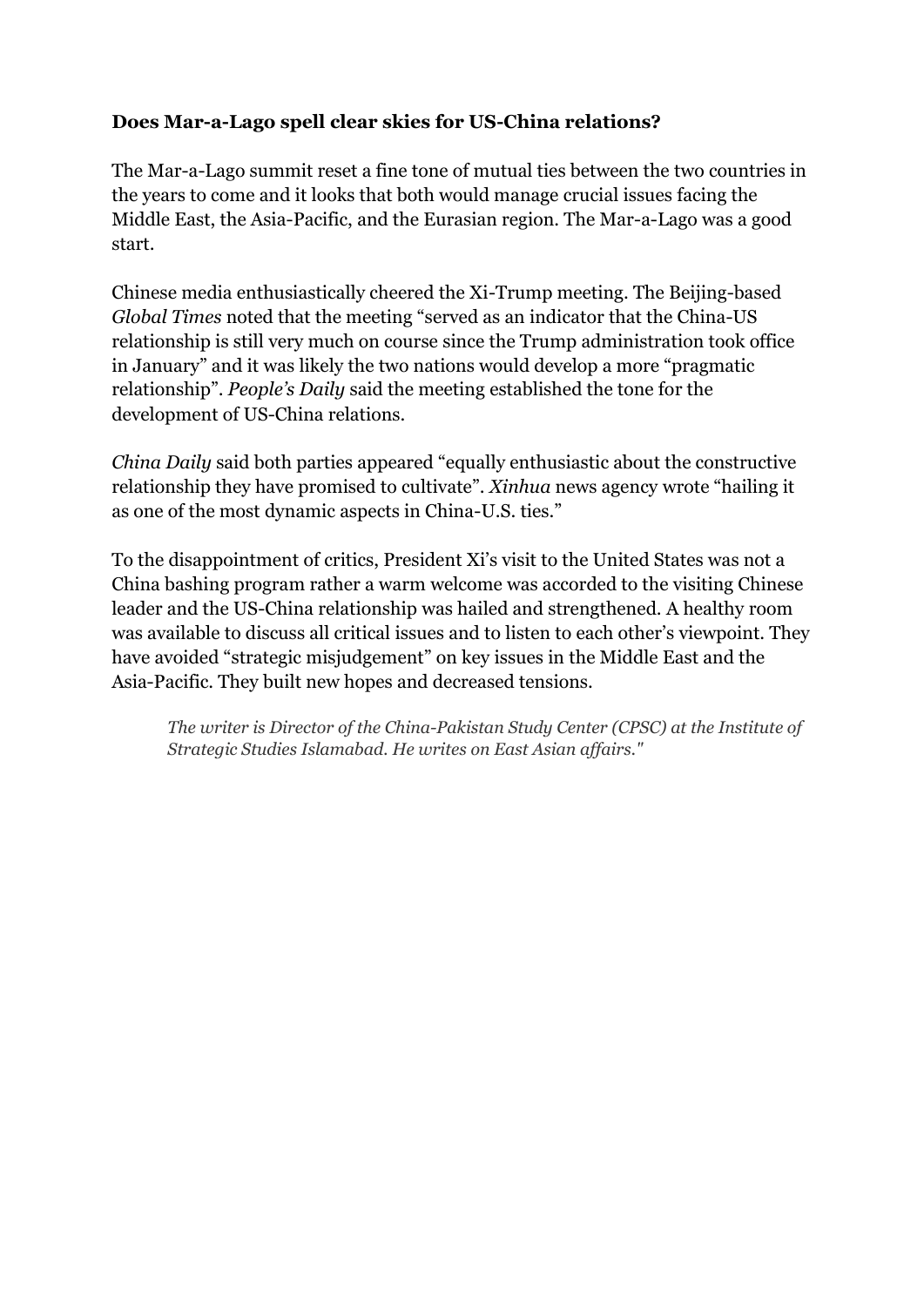**Does Mar-a-Lago spell clear skies for US-China relations?**

The Mar-a-Lago summit reset a fine tone of mutual ties between the two countries in the years to come and it looks that both would manage crucial issues facing the Middle East, the Asia-Pacific, and the Eurasian region. The Mar-a-Lago was a good start.

Chinese media enthusiastically cheered the Xi-Trump meeting. The Beijing-based *Global Times* noted that the meeting "served as an indicator that the China-US relationship is still very much on course since the Trump administration took office in January" and it was likely the two nations would develop a more "pragmatic relationship". *People's Daily* said the meeting established the tone for the development of US-China relations.

*China Daily* said both parties appeared "equally enthusiastic about the constructive relationship they have promised to cultivate". *Xinhua* news agency wrote "hailing it as one of the most dynamic aspects in China-U.S. ties."

To the disappointment of critics, President Xi's visit to the United States was not a China bashing program rather a warm welcome was accorded to the visiting Chinese leader and the US-China relationship was hailed and strengthened. A healthy room was available to discuss all critical issues and to listen to each other's viewpoint. They have avoided "strategic misjudgement" on key issues in the Middle East and the Asia-Pacific. They built new hopes and decreased tensions.

> *The writer is Director of the China-Pakistan Study Center (CPSC) at the Institute of Strategic Studies Islamabad. He writes on East Asian affairs."*